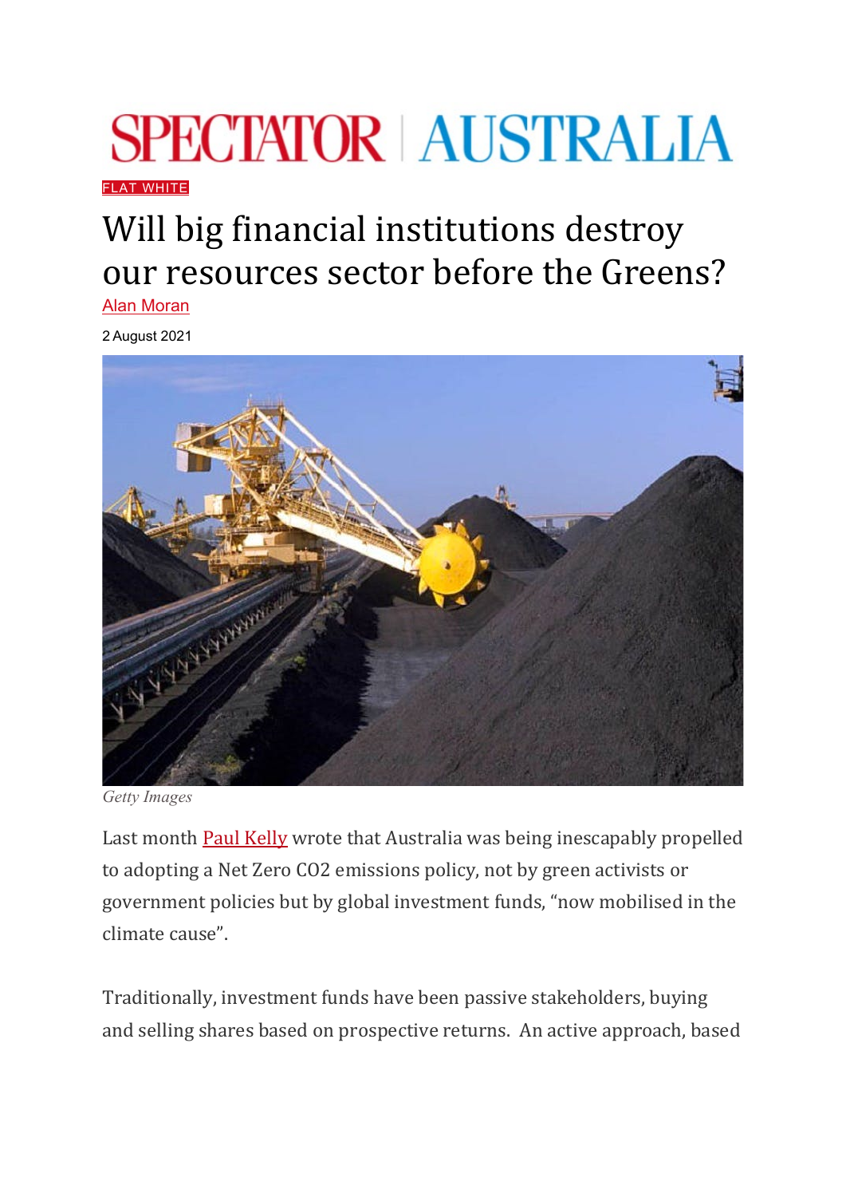SPECTATOR | AUSTRALIA

FLAT WHITE

# Will big financial institutions destroy our resources sector before the Greens?

Alan Moran

2 August 2021

*Getty Images*

Last month Paul Kelly wrote that Australia was being inescapably propelled to adopting a Net Zero $CO_2$ emissions policy, not by green activists or government policies but by global investment funds, "now mobilised in the climate cause".

Traditionally, investment funds have been passive stakeholders, buying and selling shares based on prospective returns. An active approach, based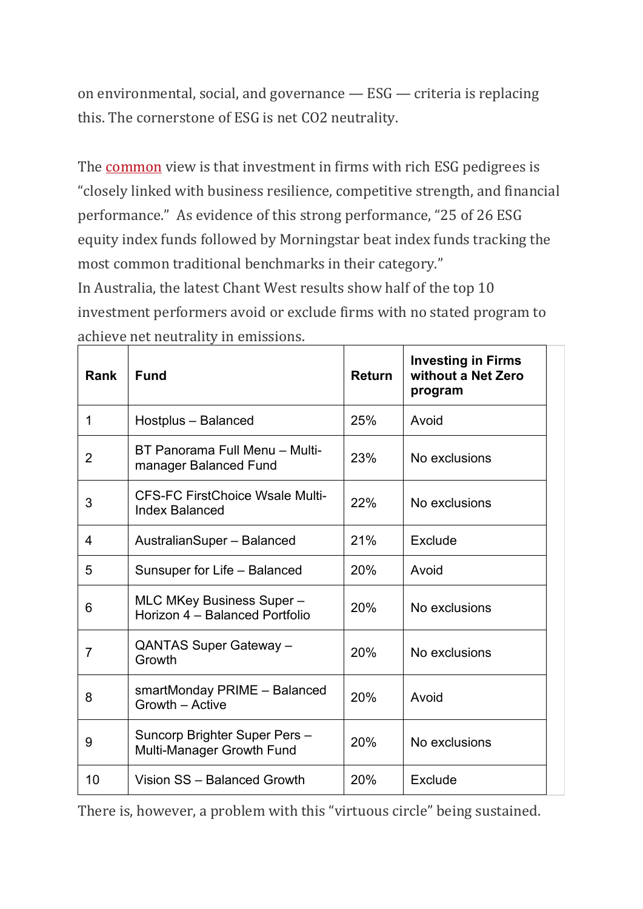on environmental, social, and governance — ESG — criteria is replacing this. The cornerstone of ESG is net $CO_2$ neutrality.

The common view is that investment in firms with rich ESG pedigrees is "closely linked with business resilience, competitive strength, and financial performance." As evidence of this strong performance, "25 of 26 ESG equity index funds followed by Morningstar beat index funds tracking the most common traditional benchmarks in their category."

In Australia, the latest Chant West results show half of the top 10 investment performers avoid or exclude firms with no stated program to achieve net neutrality in emissions.

| Rank | Fund | Return | Investing in Firms without a Net Zero program |
|---|---|---|---|
| 1 | Hostplus – Balanced | 25% | Avoid |
| 2 | BT Panorama Full Menu – Multi-manager Balanced Fund | 23% | No exclusions |
| 3 | CFS-FC FirstChoice Wsale Multi-Index Balanced | 22% | No exclusions |
| 4 | AustralianSuper – Balanced | 21% | Exclude |
| 5 | Sunsuper for Life – Balanced | 20% | Avoid |
| 6 | MLC MKey Business Super – Horizon 4 – Balanced Portfolio | 20% | No exclusions |
| 7 | QANTAS Super Gateway – Growth | 20% | No exclusions |
| 8 | smartMonday PRIME – Balanced Growth – Active | 20% | Avoid |
| 9 | Suncorp Brighter Super Pers – Multi-Manager Growth Fund | 20% | No exclusions |
| 10 | Vision SS – Balanced Growth | 20% | Exclude |

There is, however, a problem with this "virtuous circle" being sustained.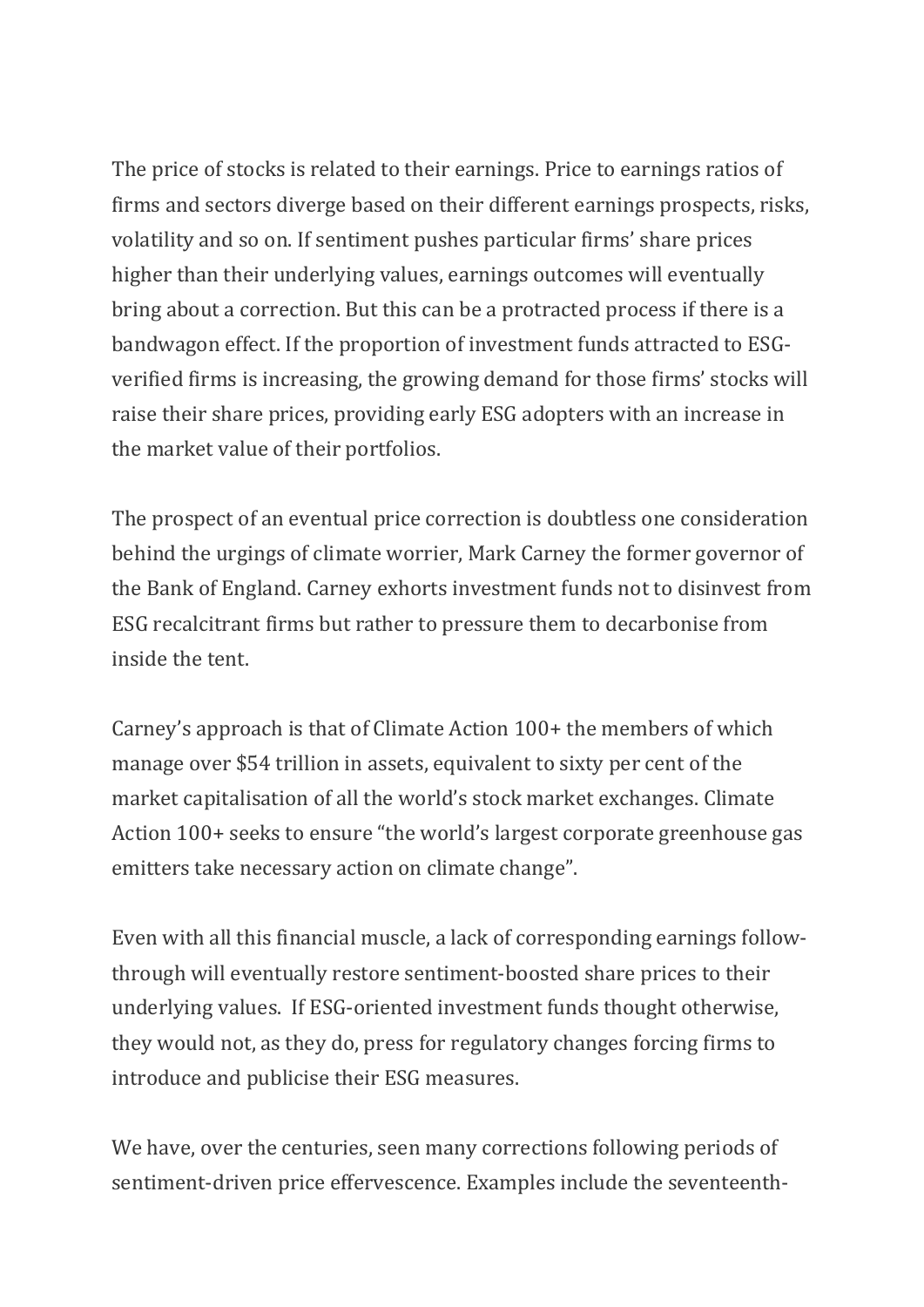The price of stocks is related to their earnings. Price to earnings ratios of firms and sectors diverge based on their different earnings prospects, risks, volatility and so on. If sentiment pushes particular firms' share prices higher than their underlying values, earnings outcomes will eventually bring about a correction. But this can be a protracted process if there is a bandwagon effect. If the proportion of investment funds attracted to ESG-verified firms is increasing, the growing demand for those firms' stocks will raise their share prices, providing early ESG adopters with an increase in the market value of their portfolios.

The prospect of an eventual price correction is doubtless one consideration behind the urgings of climate worrier, Mark Carney the former governor of the Bank of England. Carney exhorts investment funds not to disinvest from ESG recalcitrant firms but rather to pressure them to decarbonise from inside the tent.

Carney's approach is that of Climate Action 100+ the members of which manage over $54 trillion in assets, equivalent to sixty per cent of the market capitalisation of all the world's stock market exchanges. Climate Action 100+ seeks to ensure "the world's largest corporate greenhouse gas emitters take necessary action on climate change".

Even with all this financial muscle, a lack of corresponding earnings follow-through will eventually restore sentiment-boosted share prices to their underlying values. If ESG-oriented investment funds thought otherwise, they would not, as they do, press for regulatory changes forcing firms to introduce and publicise their ESG measures.

We have, over the centuries, seen many corrections following periods of sentiment-driven price effervescence. Examples include the seventeenth-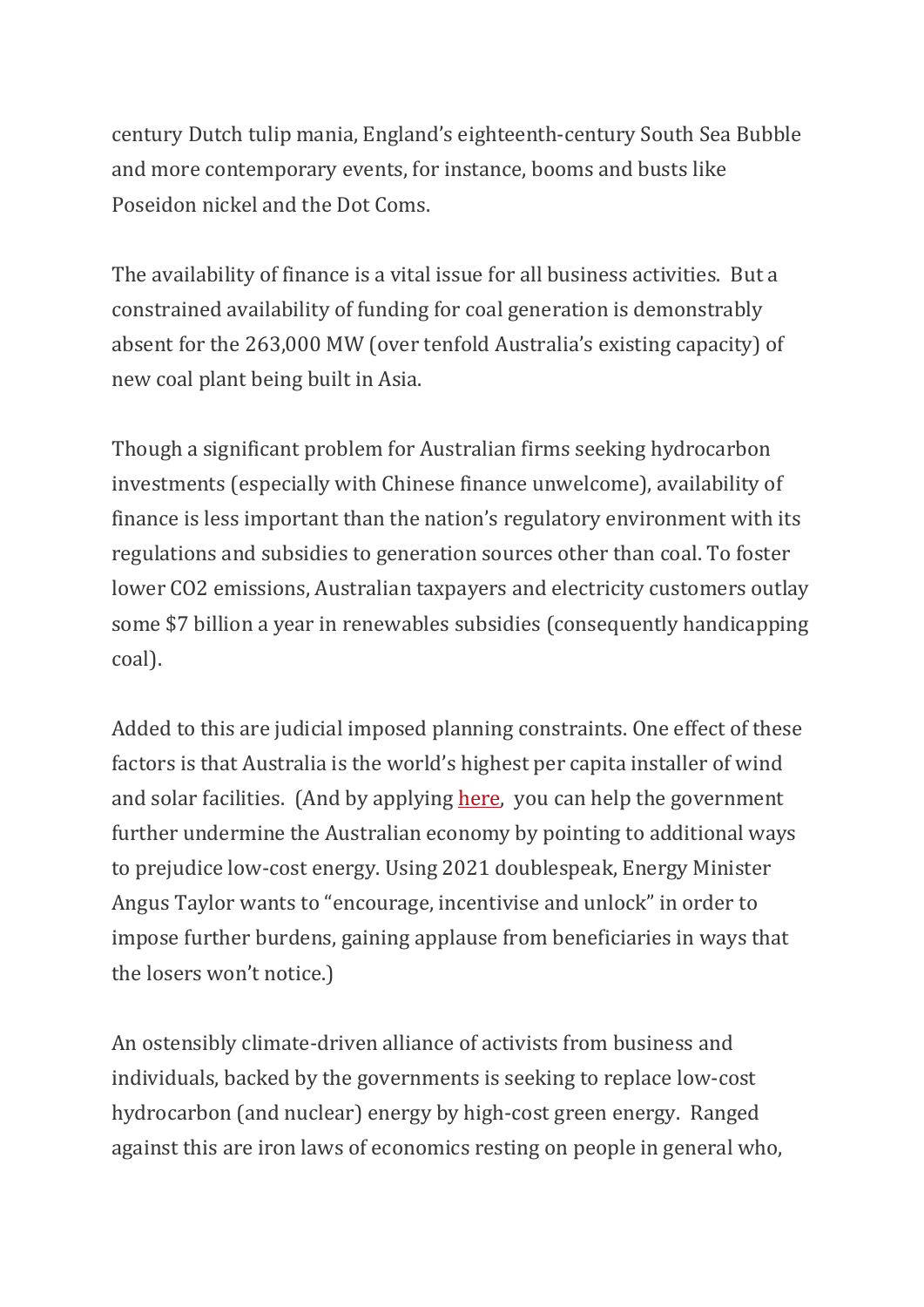century Dutch tulip mania, England's eighteenth-century South Sea Bubble and more contemporary events, for instance, booms and busts like Poseidon nickel and the Dot Coms.

The availability of finance is a vital issue for all business activities. But a constrained availability of funding for coal generation is demonstrably absent for the 263,000 MW (over tenfold Australia's existing capacity) of new coal plant being built in Asia.

Though a significant problem for Australian firms seeking hydrocarbon investments (especially with Chinese finance unwelcome), availability of finance is less important than the nation's regulatory environment with its regulations and subsidies to generation sources other than coal. To foster lower $CO_2$ emissions, Australian taxpayers and electricity customers outlay some $7 billion a year in renewables subsidies (consequently handicapping coal).

Added to this are judicial imposed planning constraints. One effect of these factors is that Australia is the world's highest per capita installer of wind and solar facilities. (And by applying [here](), you can help the government further undermine the Australian economy by pointing to additional ways to prejudice low-cost energy. Using 2021 doublespeak, Energy Minister Angus Taylor wants to "encourage, incentivise and unlock" in order to impose further burdens, gaining applause from beneficiaries in ways that the losers won't notice.)

An ostensibly climate-driven alliance of activists from business and individuals, backed by the governments is seeking to replace low-cost hydrocarbon (and nuclear) energy by high-cost green energy. Ranged against this are iron laws of economics resting on people in general who,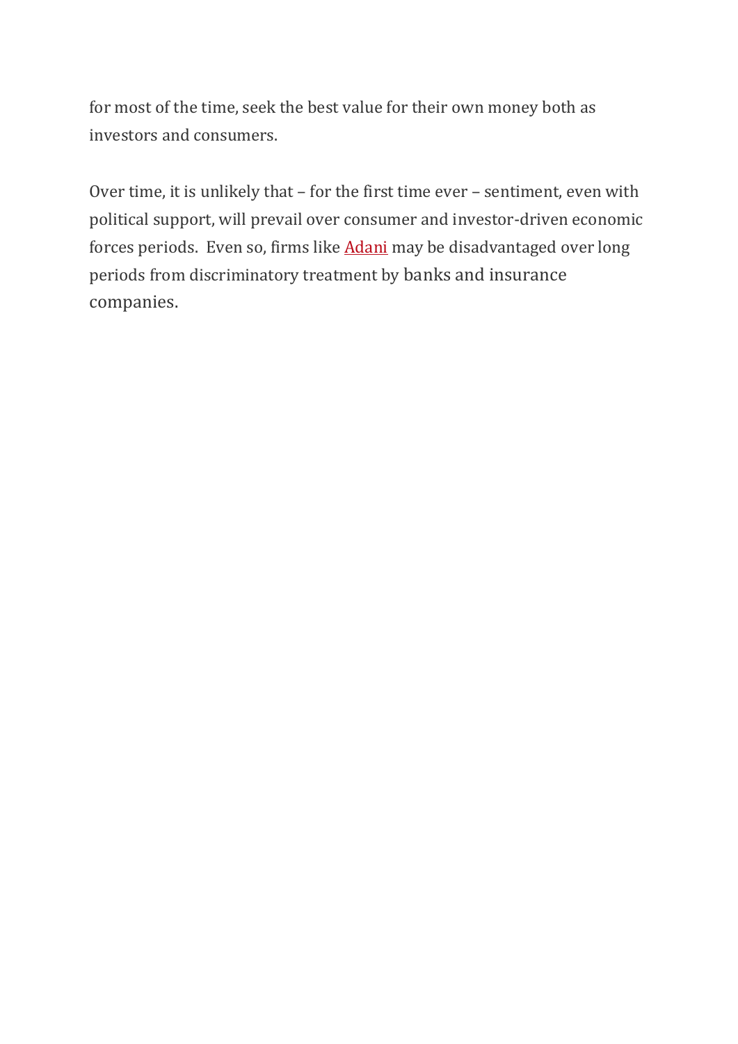for most of the time, seek the best value for their own money both as investors and consumers.

Over time, it is unlikely that – for the first time ever – sentiment, even with political support, will prevail over consumer and investor-driven economic forces periods. Even so, firms like Adani may be disadvantaged over long periods from discriminatory treatment by banks and insurance companies.